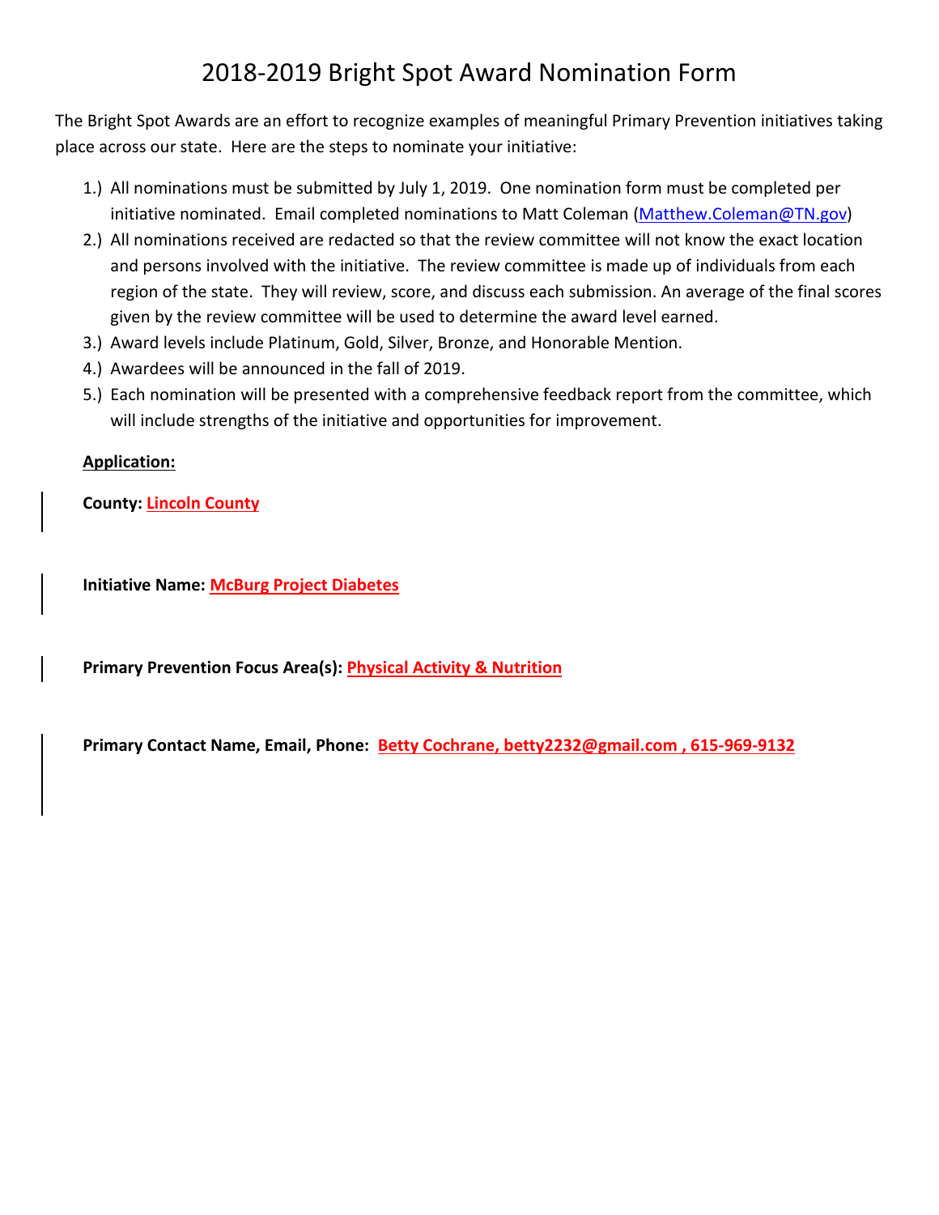# 2018-2019 Bright Spot Award Nomination Form

The Bright Spot Awards are an effort to recognize examples of meaningful Primary Prevention initiatives taking place across our state. Here are the steps to nominate your initiative:

1.) All nominations must be submitted by July 1, 2019. One nomination form must be completed per initiative nominated. Email completed nominations to Matt Coleman (Matthew.Coleman@TN.gov)
2.) All nominations received are redacted so that the review committee will not know the exact location and persons involved with the initiative. The review committee is made up of individuals from each region of the state. They will review, score, and discuss each submission. An average of the final scores given by the review committee will be used to determine the award level earned.
3.) Award levels include Platinum, Gold, Silver, Bronze, and Honorable Mention.
4.) Awardees will be announced in the fall of 2019.
5.) Each nomination will be presented with a comprehensive feedback report from the committee, which will include strengths of the initiative and opportunities for improvement.

**Application:**

**County:** Lincoln County

**Initiative Name:** McBurg Project Diabetes

**Primary Prevention Focus Area(s):** Physical Activity & Nutrition

**Primary Contact Name, Email, Phone:** Betty Cochrane, betty2232@gmail.com , 615-969-9132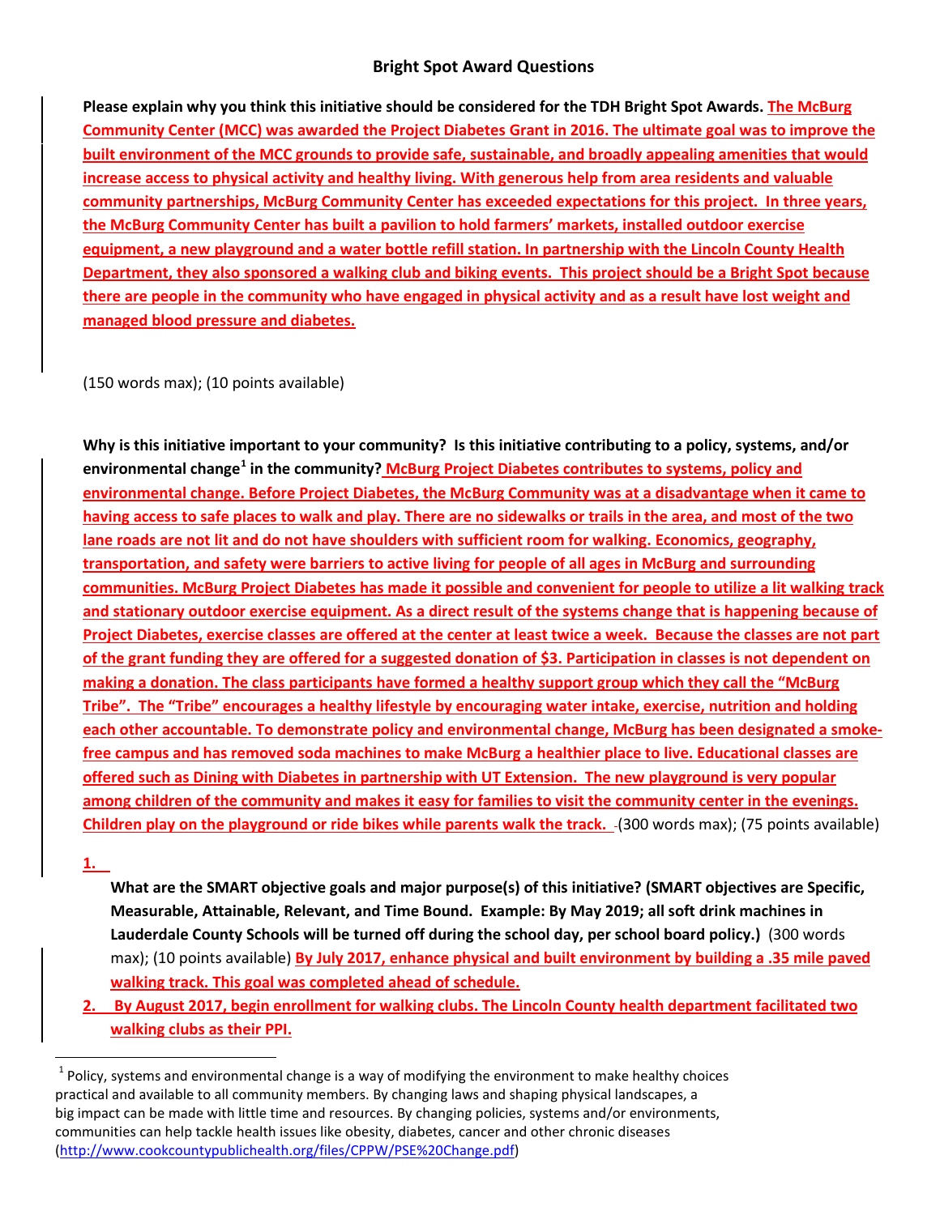**Bright Spot Award Questions**

**Please explain why you think this initiative should be considered for the TDH Bright Spot Awards. The McBurg Community Center (MCC) was awarded the Project Diabetes Grant in 2016. The ultimate goal was to improve the built environment of the MCC grounds to provide safe, sustainable, and broadly appealing amenities that would increase access to physical activity and healthy living. With generous help from area residents and valuable community partnerships, McBurg Community Center has exceeded expectations for this project. In three years, the McBurg Community Center has built a pavilion to hold farmers' markets, installed outdoor exercise equipment, a new playground and a water bottle refill station. In partnership with the Lincoln County Health Department, they also sponsored a walking club and biking events. This project should be a Bright Spot because there are people in the community who have engaged in physical activity and as a result have lost weight and managed blood pressure and diabetes.**

(150 words max); (10 points available)

**Why is this initiative important to your community? Is this initiative contributing to a policy, systems, and/or environmental change[1] in the community? McBurg Project Diabetes contributes to systems, policy and environmental change. Before Project Diabetes, the McBurg Community was at a disadvantage when it came to having access to safe places to walk and play. There are no sidewalks or trails in the area, and most of the two lane roads are not lit and do not have shoulders with sufficient room for walking. Economics, geography, transportation, and safety were barriers to active living for people of all ages in McBurg and surrounding communities. McBurg Project Diabetes has made it possible and convenient for people to utilize a lit walking track and stationary outdoor exercise equipment. As a direct result of the systems change that is happening because of Project Diabetes, exercise classes are offered at the center at least twice a week. Because the classes are not part of the grant funding they are offered for a suggested donation of $3. Participation in classes is not dependent on making a donation. The class participants have formed a healthy support group which they call the "McBurg Tribe". The "Tribe" encourages a healthy lifestyle by encouraging water intake, exercise, nutrition and holding each other accountable. To demonstrate policy and environmental change, McBurg has been designated a smoke-free campus and has removed soda machines to make McBurg a healthier place to live. Educational classes are offered such as Dining with Diabetes in partnership with UT Extension. The new playground is very popular among children of the community and makes it easy for families to visit the community center in the evenings. Children play on the playground or ride bikes while parents walk the track.** -(300 words max); (75 points available)

**What are the SMART objective goals and major purpose(s) of this initiative? (SMART objectives are Specific, Measurable, Attainable, Relevant, and Time Bound. Example: By May 2019; all soft drink machines in Lauderdale County Schools will be turned off during the school day, per school board policy.)** (300 words max); (10 points available)

1. **By July 2017, enhance physical and built environment by building a .35 mile paved walking track. This goal was completed ahead of schedule.**
2. **By August 2017, begin enrollment for walking clubs. The Lincoln County health department facilitated two walking clubs as their PPI.**

---

[1] Policy, systems and environmental change is a way of modifying the environment to make healthy choices practical and available to all community members. By changing laws and shaping physical landscapes, a big impact can be made with little time and resources. By changing policies, systems and/or environments, communities can help tackle health issues like obesity, diabetes, cancer and other chronic diseases (http://www.cookcountypublichealth.org/files/CPPW/PSE%20Change.pdf)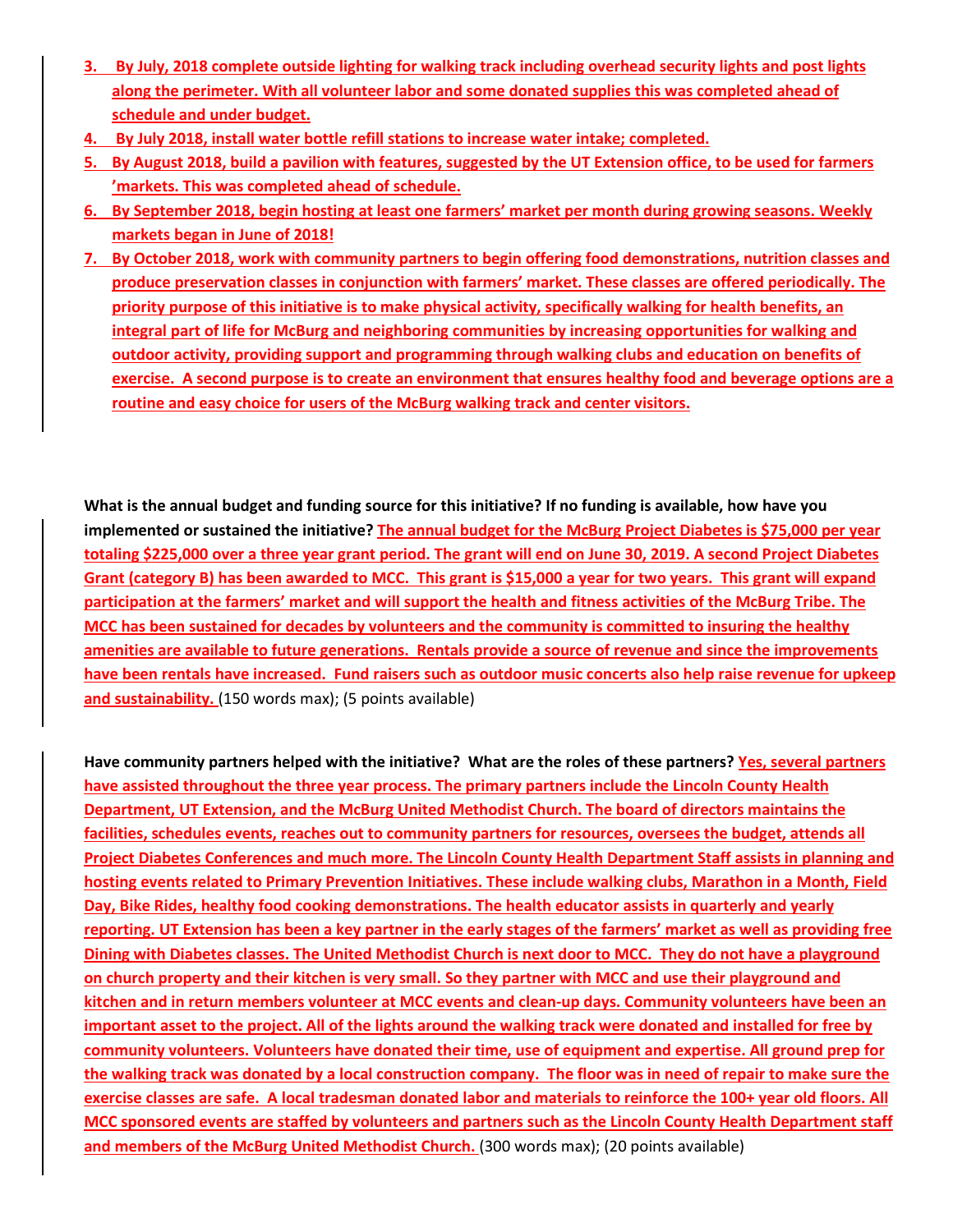3. **By July, 2018 complete outside lighting for walking track including overhead security lights and post lights along the perimeter. With all volunteer labor and some donated supplies this was completed ahead of schedule and under budget.**
4. **By July 2018, install water bottle refill stations to increase water intake; completed.**
5. **By August 2018, build a pavilion with features, suggested by the UT Extension office, to be used for farmers 'markets. This was completed ahead of schedule.**
6. **By September 2018, begin hosting at least one farmers' market per month during growing seasons. Weekly markets began in June of 2018!**
7. **By October 2018, work with community partners to begin offering food demonstrations, nutrition classes and produce preservation classes in conjunction with farmers' market. These classes are offered periodically. The priority purpose of this initiative is to make physical activity, specifically walking for health benefits, an integral part of life for McBurg and neighboring communities by increasing opportunities for walking and outdoor activity, providing support and programming through walking clubs and education on benefits of exercise. A second purpose is to create an environment that ensures healthy food and beverage options are a routine and easy choice for users of the McBurg walking track and center visitors.**

**What is the annual budget and funding source for this initiative? If no funding is available, how have you implemented or sustained the initiative?** **The annual budget for the McBurg Project Diabetes is $75,000 per year totaling $225,000 over a three year grant period. The grant will end on June 30, 2019. A second Project Diabetes Grant (category B) has been awarded to MCC. This grant is $15,000 a year for two years. This grant will expand participation at the farmers' market and will support the health and fitness activities of the McBurg Tribe. The MCC has been sustained for decades by volunteers and the community is committed to insuring the healthy amenities are available to future generations. Rentals provide a source of revenue and since the improvements have been rentals have increased. Fund raisers such as outdoor music concerts also help raise revenue for upkeep and sustainability.** (150 words max); (5 points available)

**Have community partners helped with the initiative? What are the roles of these partners?** **Yes, several partners have assisted throughout the three year process. The primary partners include the Lincoln County Health Department, UT Extension, and the McBurg United Methodist Church. The board of directors maintains the facilities, schedules events, reaches out to community partners for resources, oversees the budget, attends all Project Diabetes Conferences and much more. The Lincoln County Health Department Staff assists in planning and hosting events related to Primary Prevention Initiatives. These include walking clubs, Marathon in a Month, Field Day, Bike Rides, healthy food cooking demonstrations. The health educator assists in quarterly and yearly reporting. UT Extension has been a key partner in the early stages of the farmers' market as well as providing free Dining with Diabetes classes. The United Methodist Church is next door to MCC. They do not have a playground on church property and their kitchen is very small. So they partner with MCC and use their playground and kitchen and in return members volunteer at MCC events and clean-up days. Community volunteers have been an important asset to the project. All of the lights around the walking track were donated and installed for free by community volunteers. Volunteers have donated their time, use of equipment and expertise. All ground prep for the walking track was donated by a local construction company. The floor was in need of repair to make sure the exercise classes are safe. A local tradesman donated labor and materials to reinforce the 100+ year old floors. All MCC sponsored events are staffed by volunteers and partners such as the Lincoln County Health Department staff and members of the McBurg United Methodist Church.** (300 words max); (20 points available)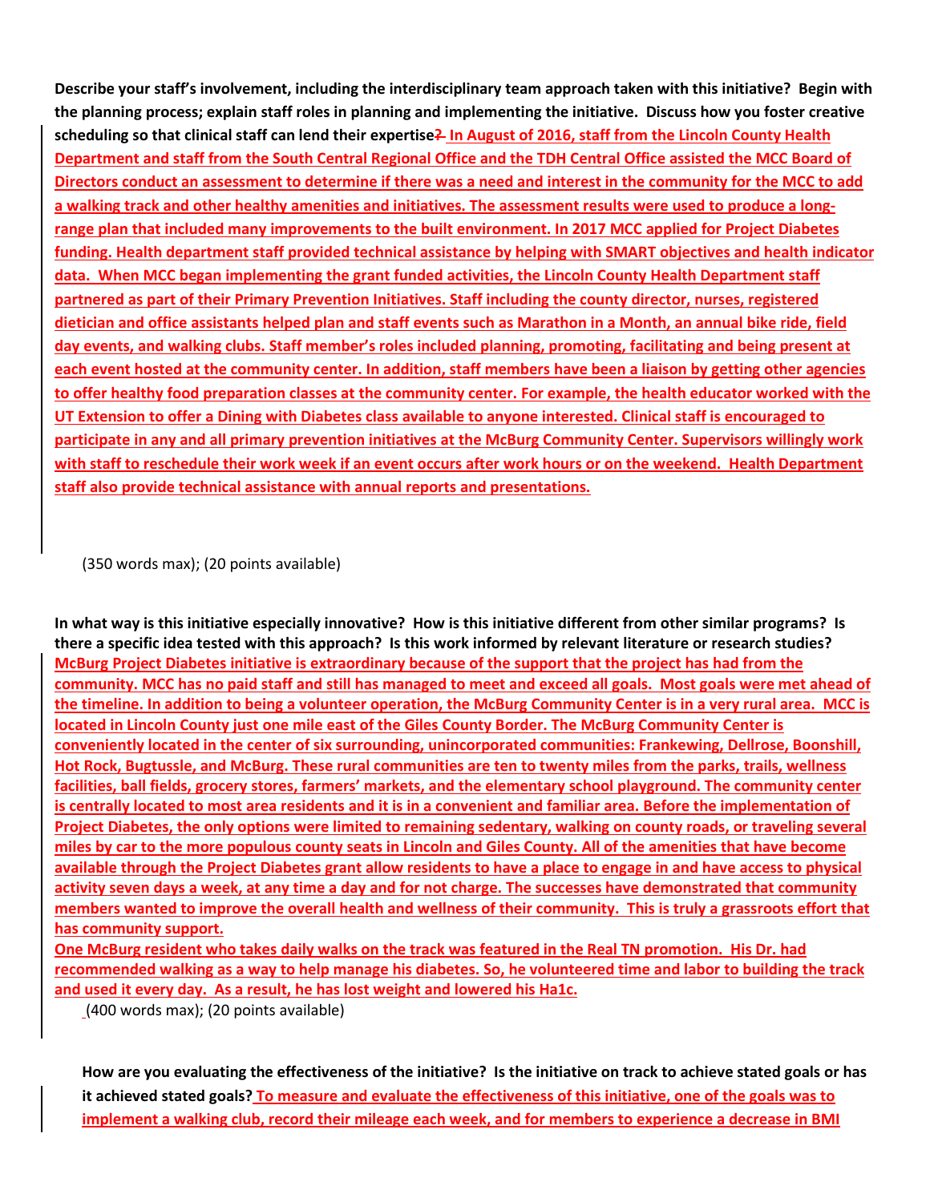**Describe your staff's involvement, including the interdisciplinary team approach taken with this initiative? Begin with the planning process; explain staff roles in planning and implementing the initiative. Discuss how you foster creative scheduling so that clinical staff can lend their expertise?** In August of 2016, staff from the Lincoln County Health Department and staff from the South Central Regional Office and the TDH Central Office assisted the MCC Board of Directors conduct an assessment to determine if there was a need and interest in the community for the MCC to add a walking track and other healthy amenities and initiatives. The assessment results were used to produce a long-range plan that included many improvements to the built environment. In 2017 MCC applied for Project Diabetes funding. Health department staff provided technical assistance by helping with SMART objectives and health indicator data. When MCC began implementing the grant funded activities, the Lincoln County Health Department staff partnered as part of their Primary Prevention Initiatives. Staff including the county director, nurses, registered dietician and office assistants helped plan and staff events such as Marathon in a Month, an annual bike ride, field day events, and walking clubs. Staff member's roles included planning, promoting, facilitating and being present at each event hosted at the community center. In addition, staff members have been a liaison by getting other agencies to offer healthy food preparation classes at the community center. For example, the health educator worked with the UT Extension to offer a Dining with Diabetes class available to anyone interested. Clinical staff is encouraged to participate in any and all primary prevention initiatives at the McBurg Community Center. Supervisors willingly work with staff to reschedule their work week if an event occurs after work hours or on the weekend. Health Department staff also provide technical assistance with annual reports and presentations.

(350 words max); (20 points available)

**In what way is this initiative especially innovative? How is this initiative different from other similar programs? Is there a specific idea tested with this approach? Is this work informed by relevant literature or research studies?** McBurg Project Diabetes initiative is extraordinary because of the support that the project has had from the community. MCC has no paid staff and still has managed to meet and exceed all goals. Most goals were met ahead of the timeline. In addition to being a volunteer operation, the McBurg Community Center is in a very rural area. MCC is located in Lincoln County just one mile east of the Giles County Border. The McBurg Community Center is conveniently located in the center of six surrounding, unincorporated communities: Frankewing, Dellrose, Boonshill, Hot Rock, Bugtussle, and McBurg. These rural communities are ten to twenty miles from the parks, trails, wellness facilities, ball fields, grocery stores, farmers' markets, and the elementary school playground. The community center is centrally located to most area residents and it is in a convenient and familiar area. Before the implementation of Project Diabetes, the only options were limited to remaining sedentary, walking on county roads, or traveling several miles by car to the more populous county seats in Lincoln and Giles County. All of the amenities that have become available through the Project Diabetes grant allow residents to have a place to engage in and have access to physical activity seven days a week, at any time a day and for not charge. The successes have demonstrated that community members wanted to improve the overall health and wellness of their community. This is truly a grassroots effort that has community support.

One McBurg resident who takes daily walks on the track was featured in the Real TN promotion. His Dr. had recommended walking as a way to help manage his diabetes. So, he volunteered time and labor to building the track and used it every day. As a result, he has lost weight and lowered his Ha1c.

(400 words max); (20 points available)

**How are you evaluating the effectiveness of the initiative? Is the initiative on track to achieve stated goals or has it achieved stated goals?** To measure and evaluate the effectiveness of this initiative, one of the goals was to implement a walking club, record their mileage each week, and for members to experience a decrease in BMI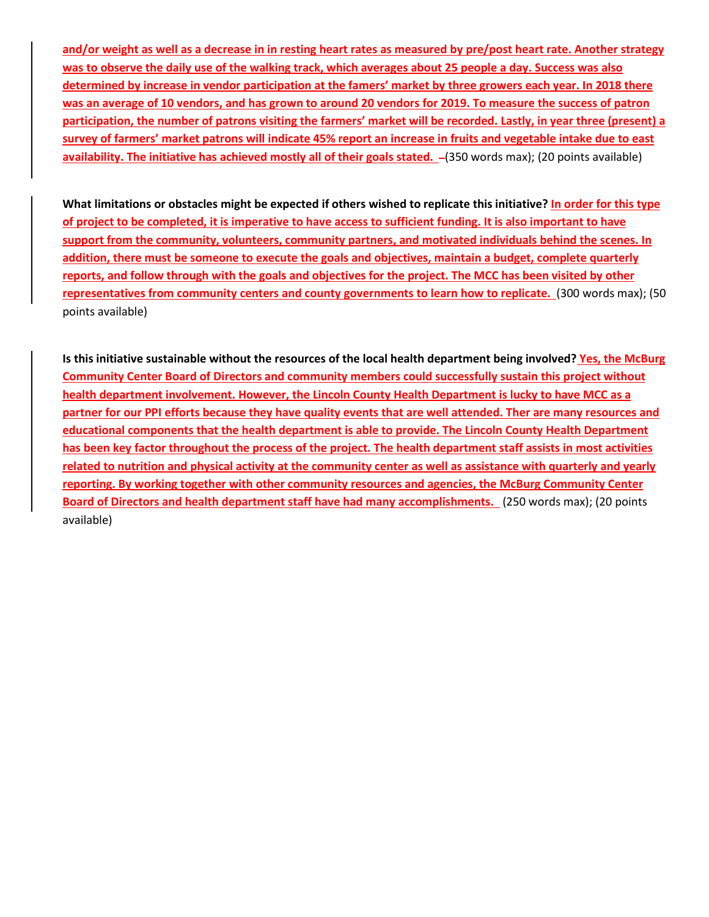**and/or weight as well as a decrease in in resting heart rates as measured by pre/post heart rate. Another strategy was to observe the daily use of the walking track, which averages about 25 people a day. Success was also determined by increase in vendor participation at the famers' market by three growers each year. In 2018 there was an average of 10 vendors, and has grown to around 20 vendors for 2019. To measure the success of patron participation, the number of patrons visiting the farmers' market will be recorded. Lastly, in year three (present) a survey of farmers' market patrons will indicate 45% report an increase in fruits and vegetable intake due to east availability. The initiative has achieved mostly all of their goals stated.** –(350 words max); (20 points available)

**What limitations or obstacles might be expected if others wished to replicate this initiative?** **In order for this type of project to be completed, it is imperative to have access to sufficient funding. It is also important to have support from the community, volunteers, community partners, and motivated individuals behind the scenes. In addition, there must be someone to execute the goals and objectives, maintain a budget, complete quarterly reports, and follow through with the goals and objectives for the project. The MCC has been visited by other representatives from community centers and county governments to learn how to replicate.** (300 words max); (50 points available)

**Is this initiative sustainable without the resources of the local health department being involved?** **Yes, the McBurg Community Center Board of Directors and community members could successfully sustain this project without health department involvement. However, the Lincoln County Health Department is lucky to have MCC as a partner for our PPI efforts because they have quality events that are well attended. Ther are many resources and educational components that the health department is able to provide. The Lincoln County Health Department has been key factor throughout the process of the project. The health department staff assists in most activities related to nutrition and physical activity at the community center as well as assistance with quarterly and yearly reporting. By working together with other community resources and agencies, the McBurg Community Center Board of Directors and health department staff have had many accomplishments.** (250 words max); (20 points available)